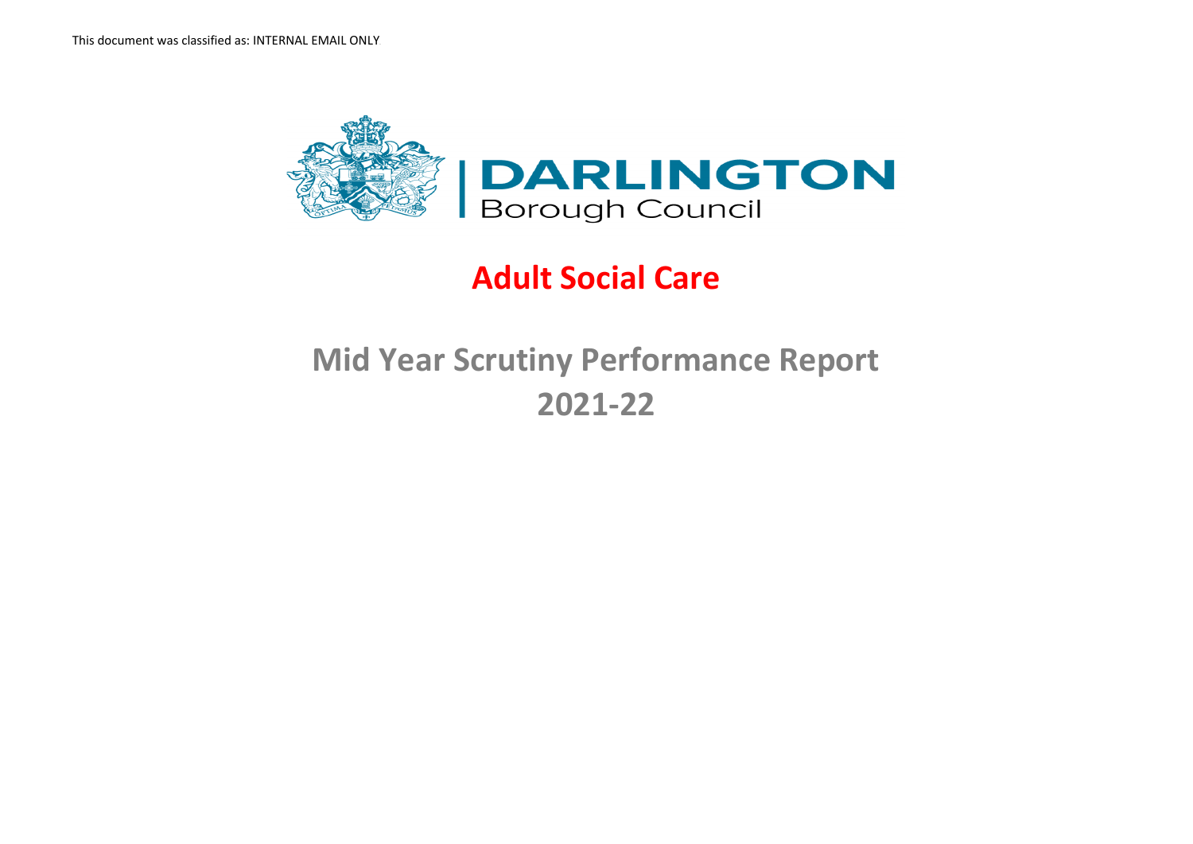This document was classified as: INTERNAL EMAIL ONLY

DARLINGTON
Borough Council

# Adult Social Care

# Mid Year Scrutiny Performance Report 2021-22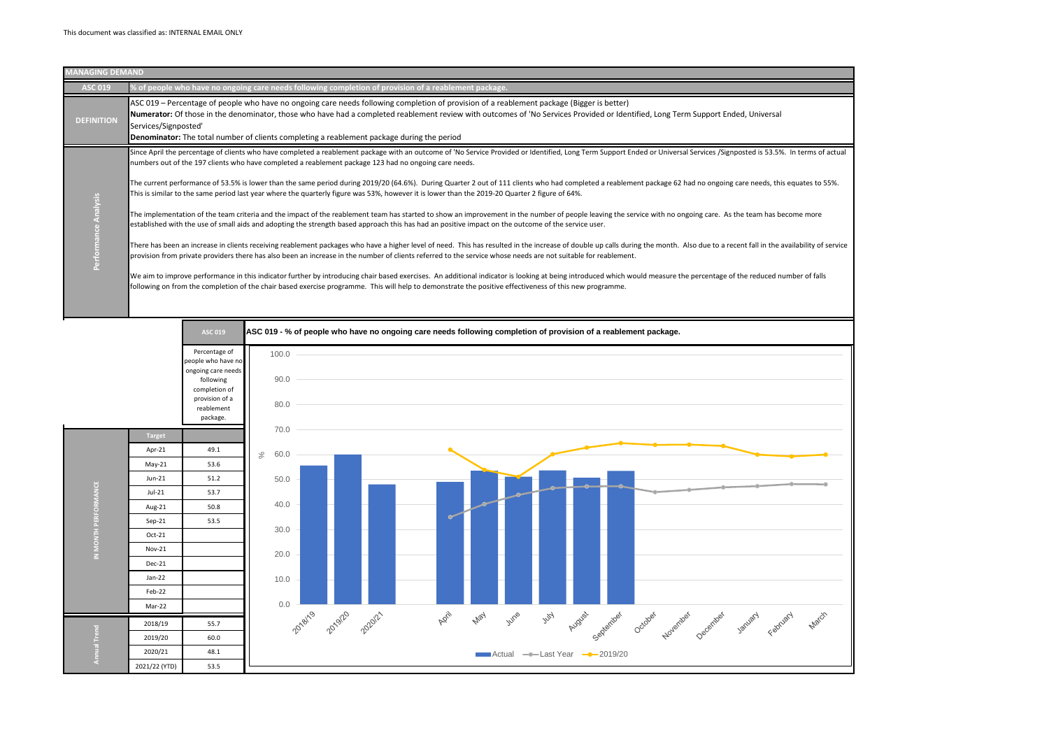This document was classified as: INTERNAL EMAIL ONLY

## MANAGING DEMAND

### ASC 019 — % of people who have no ongoing care needs following completion of provision of a reablement package.

**DEFINITION**

ASC 019 – Percentage of people who have no ongoing care needs following completion of provision of a reablement package (Bigger is better)
**Numerator:** Of those in the denominator, those who have had a completed reablement review with outcomes of 'No Services Provided or Identified, Long Term Support Ended, Universal Services/Signposted'
**Denominator:** The total number of clients completing a reablement package during the period

**Performance Analysis**

Since April the percentage of clients who have completed a reablement package with an outcome of 'No Service Provided or Identified, Long Term Support Ended or Universal Services /Signposted is 53.5%. In terms of actual numbers out of the 197 clients who have completed a reablement package 123 had no ongoing care needs.

The current performance of 53.5% is lower than the same period during 2019/20 (64.6%). During Quarter 2 out of 111 clients who had completed a reablement package 62 had no ongoing care needs, this equates to 55%. This is similar to the same period last year where the quarterly figure was 53%, however it is lower than the 2019-20 Quarter 2 figure of 64%.

The implementation of the team criteria and the impact of the reablement team has started to show an improvement in the number of people leaving the service with no ongoing care. As the team has become more established with the use of small aids and adopting the strength based approach this has had an positive impact on the outcome of the service user.

There has been an increase in clients receiving reablement packages who have a higher level of need. This has resulted in the increase of double up calls during the month. Also due to a recent fall in the availability of service provision from private providers there has also been an increase in the number of clients referred to the service whose needs are not suitable for reablement.

We aim to improve performance in this indicator further by introducing chair based exercises. An additional indicator is looking at being introduced which would measure the percentage of the reduced number of falls following on from the completion of the chair based exercise programme. This will help to demonstrate the positive effectiveness of this new programme.

| | | ASC 019 — Percentage of people who have no ongoing care needs following completion of provision of a reablement package. |
|---|---|---|
| | Target | |
| IN MONTH PERFORMANCE | Apr-21 | 49.1 |
| | May-21 | 53.6 |
| | Jun-21 | 51.2 |
| | Jul-21 | 53.7 |
| | Aug-21 | 50.8 |
| | Sep-21 | 53.5 |
| | Oct-21 | |
| | Nov-21 | |
| | Dec-21 | |
| | Jan-22 | |
| | Feb-22 | |
| | Mar-22 | |
| Annual Trend | 2018/19 | 55.7 |
| | 2019/20 | 60.0 |
| | 2020/21 | 48.1 |
| | 2021/22 (YTD) | 53.5 |

**ASC 019 - % of people who have no ongoing care needs following completion of provision of a reablement package.**

Chart legend: Actual, Last Year, 2019/20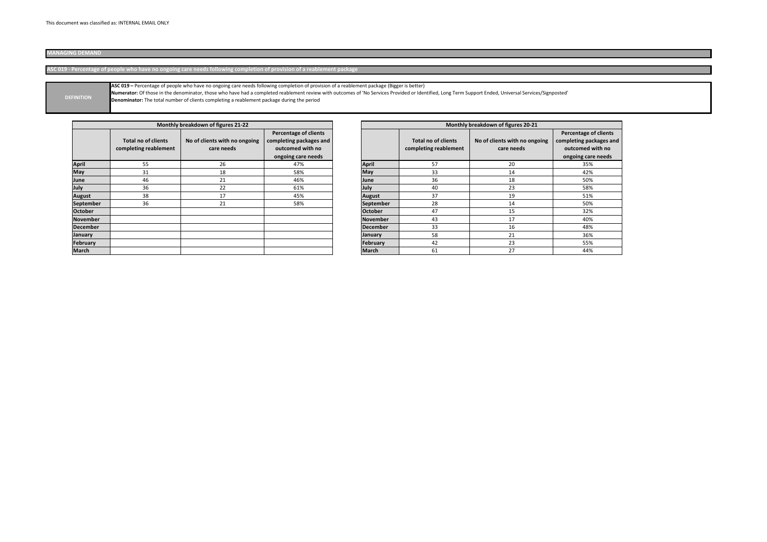This document was classified as: INTERNAL EMAIL ONLY

## MANAGING DEMAND

### ASC 019 - Percentage of people who have no ongoing care needs following completion of provision of a reablement package

**DEFINITION**

**ASC 019 –** Percentage of people who have no ongoing care needs following completion of provision of a reablement package (Bigger is better)
**Numerator:** Of those in the denominator, those who have had a completed reablement review with outcomes of 'No Services Provided or Identified, Long Term Support Ended, Universal Services/Signposted'
**Denominator:** The total number of clients completing a reablement package during the period

| Monthly breakdown of figures 21-22 | | | |
|---|---|---|---|
| | Total no of clients completing reablement | No of clients with no ongoing care needs | Percentage of clients completing packages and outcomed with no ongoing care needs |
| **April** | 55 | 26 | 47% |
| **May** | 31 | 18 | 58% |
| **June** | 46 | 21 | 46% |
| **July** | 36 | 22 | 61% |
| **August** | 38 | 17 | 45% |
| **September** | 36 | 21 | 58% |
| **October** | | | |
| **November** | | | |
| **December** | | | |
| **January** | | | |
| **February** | | | |
| **March** | | | |

| Monthly breakdown of figures 20-21 | | | |
|---|---|---|---|
| | Total no of clients completing reablement | No of clients with no ongoing care needs | Percentage of clients completing packages and outcomed with no ongoing care needs |
| **April** | 57 | 20 | 35% |
| **May** | 33 | 14 | 42% |
| **June** | 36 | 18 | 50% |
| **July** | 40 | 23 | 58% |
| **August** | 37 | 19 | 51% |
| **September** | 28 | 14 | 50% |
| **October** | 47 | 15 | 32% |
| **November** | 43 | 17 | 40% |
| **December** | 33 | 16 | 48% |
| **January** | 58 | 21 | 36% |
| **February** | 42 | 23 | 55% |
| **March** | 61 | 27 | 44% |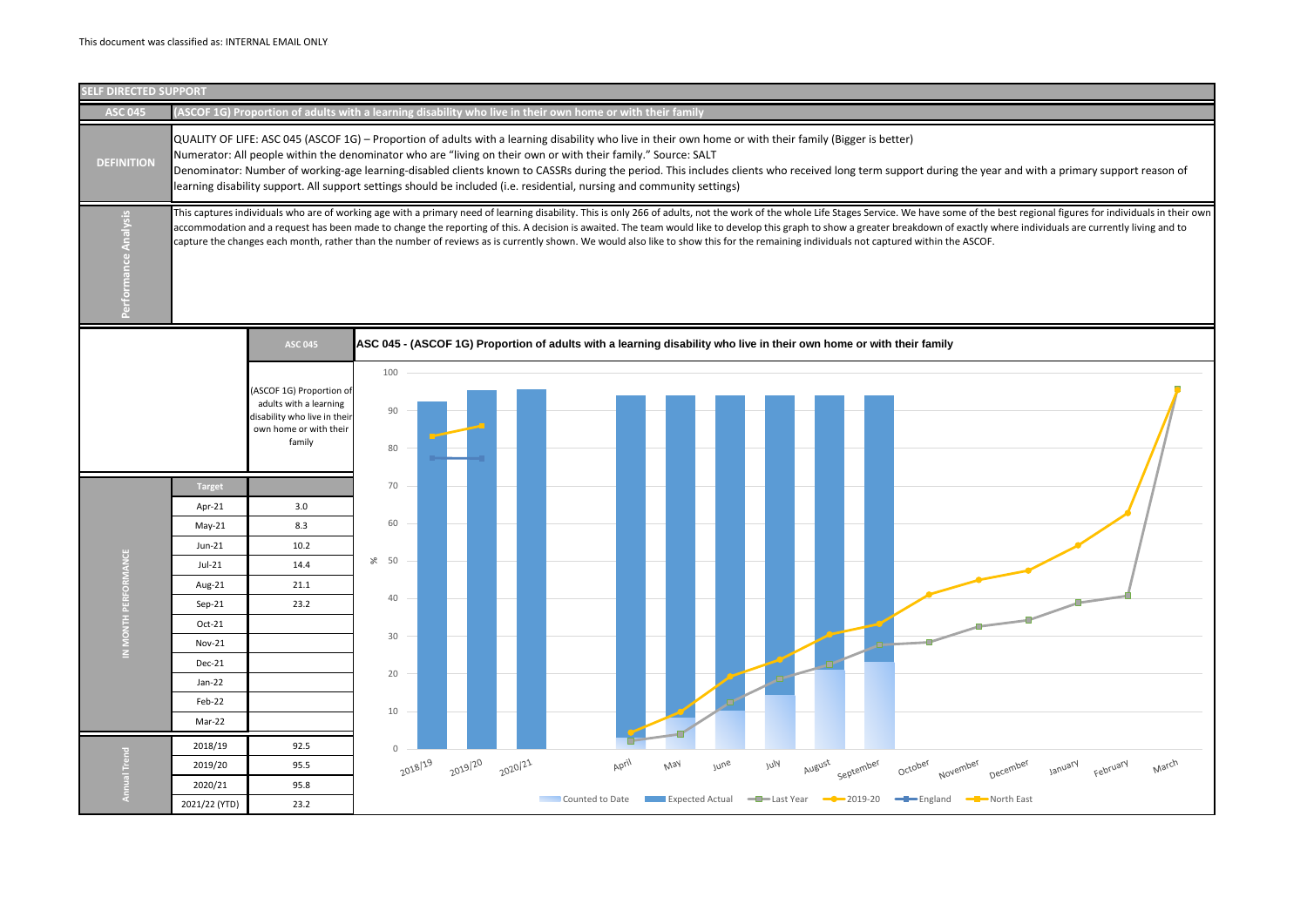This document was classified as: INTERNAL EMAIL ONLY

## SELF DIRECTED SUPPORT

### ASC 045 — (ASCOF 1G) Proportion of adults with a learning disability who live in their own home or with their family

**DEFINITION**

QUALITY OF LIFE: ASC 045 (ASCOF 1G) – Proportion of adults with a learning disability who live in their own home or with their family (Bigger is better)
Numerator: All people within the denominator who are "living on their own or with their family." Source: SALT
Denominator: Number of working-age learning-disabled clients known to CASSRs during the period. This includes clients who received long term support during the year and with a primary support reason of learning disability support. All support settings should be included (i.e. residential, nursing and community settings)

**Performance Analysis**

This captures individuals who are of working age with a primary need of learning disability. This is only 266 of adults, not the work of the whole Life Stages Service. We have some of the best regional figures for individuals in their own accommodation and a request has been made to change the reporting of this. A decision is awaited. The team would like to develop this graph to show a greater breakdown of exactly where individuals are currently living and to capture the changes each month, rather than the number of reviews as is currently shown. We would also like to show this for the remaining individuals not captured within the ASCOF.

| | | ASC 045 |
|---|---|---|
| | | (ASCOF 1G) Proportion of adults with a learning disability who live in their own home or with their family |
| IN MONTH PERFORMANCE | Target | |
| | Apr-21 | 3.0 |
| | May-21 | 8.3 |
| | Jun-21 | 10.2 |
| | Jul-21 | 14.4 |
| | Aug-21 | 21.1 |
| | Sep-21 | 23.2 |
| | Oct-21 | |
| | Nov-21 | |
| | Dec-21 | |
| | Jan-22 | |
| | Feb-22 | |
| | Mar-22 | |
| Annual Trend | 2018/19 | 92.5 |
| | 2019/20 | 95.5 |
| | 2020/21 | 95.8 |
| | 2021/22 (YTD) | 23.2 |

**ASC 045 - (ASCOF 1G) Proportion of adults with a learning disability who live in their own home or with their family**

Legend: Counted to Date, Expected Actual, Last Year, 2019-20, England, North East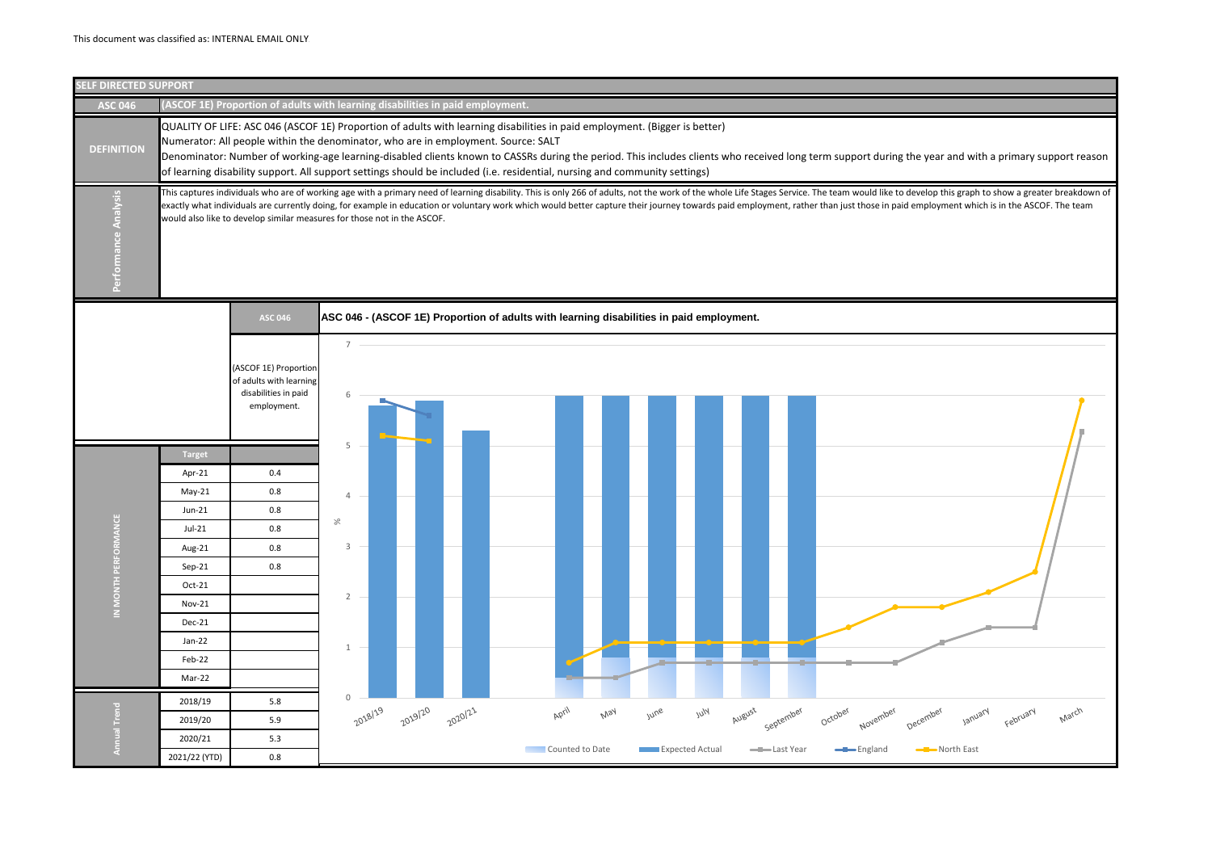This document was classified as: INTERNAL EMAIL ONLY

## SELF DIRECTED SUPPORT

### ASC 046 — (ASCOF 1E) Proportion of adults with learning disabilities in paid employment.

**DEFINITION**

QUALITY OF LIFE: ASC 046 (ASCOF 1E) Proportion of adults with learning disabilities in paid employment. (Bigger is better)
Numerator: All people within the denominator, who are in employment. Source: SALT
Denominator: Number of working-age learning-disabled clients known to CASSRs during the period. This includes clients who received long term support during the year and with a primary support reason of learning disability support. All support settings should be included (i.e. residential, nursing and community settings)

**Performance Analysis**

This captures individuals who are of working age with a primary need of learning disability. This is only 266 of adults, not the work of the whole Life Stages Service. The team would like to develop this graph to show a greater breakdown of exactly what individuals are currently doing, for example in education or voluntary work which would better capture their journey towards paid employment, rather than just those in paid employment which is in the ASCOF. The team would also like to develop similar measures for those not in the ASCOF.

| | Target | ASC 046 (ASCOF 1E) Proportion of adults with learning disabilities in paid employment. |
|---|---|---|
| IN MONTH PERFORMANCE | Apr-21 | 0.4 |
| | May-21 | 0.8 |
| | Jun-21 | 0.8 |
| | Jul-21 | 0.8 |
| | Aug-21 | 0.8 |
| | Sep-21 | 0.8 |
| | Oct-21 | |
| | Nov-21 | |
| | Dec-21 | |
| | Jan-22 | |
| | Feb-22 | |
| | Mar-22 | |
| Annual Trend | 2018/19 | 5.8 |
| | 2019/20 | 5.9 |
| | 2020/21 | 5.3 |
| | 2021/22 (YTD) | 0.8 |

**ASC 046 - (ASCOF 1E) Proportion of adults with learning disabilities in paid employment.**

Legend: Counted to Date; Expected Actual; Last Year; England; North East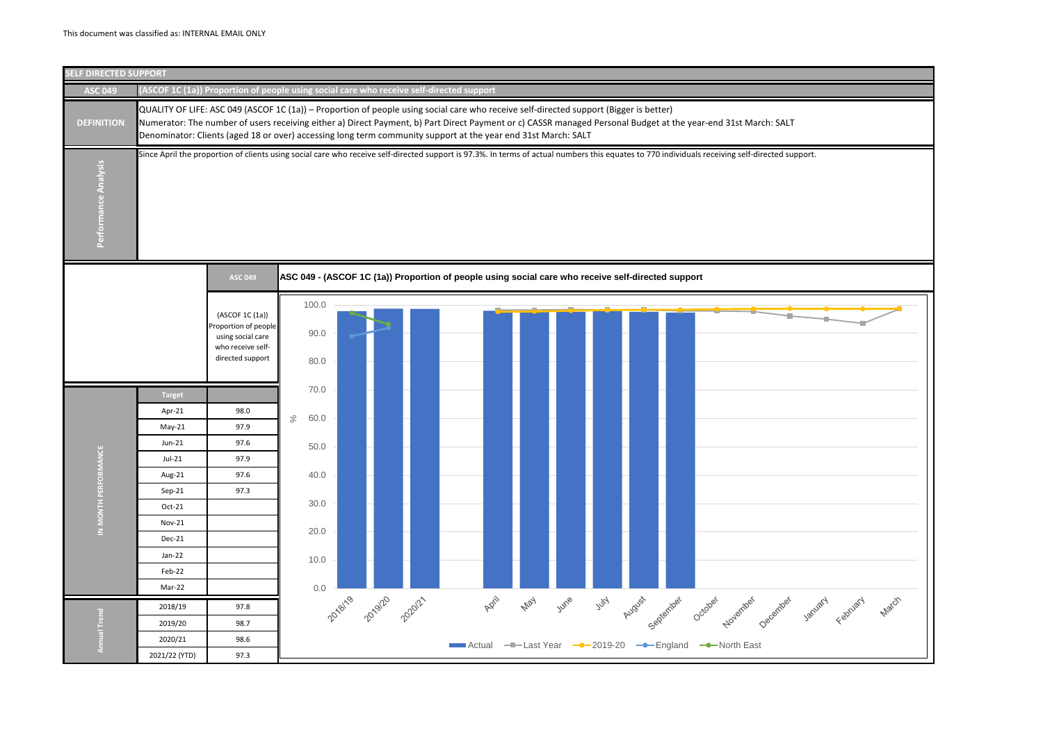This document was classified as: INTERNAL EMAIL ONLY

## SELF DIRECTED SUPPORT

**ASC 049** — (ASCOF 1C (1a)) Proportion of people using social care who receive self-directed support

**DEFINITION**

QUALITY OF LIFE: ASC 049 (ASCOF 1C (1a)) – Proportion of people using social care who receive self-directed support (Bigger is better)
Numerator: The number of users receiving either a) Direct Payment, b) Part Direct Payment or c) CASSR managed Personal Budget at the year-end 31st March: SALT
Denominator: Clients (aged 18 or over) accessing long term community support at the year end 31st March: SALT

**Performance Analysis**

Since April the proportion of clients using social care who receive self-directed support is 97.3%. In terms of actual numbers this equates to 770 individuals receiving self-directed support.

| | | ASC 049 (ASCOF 1C (1a)) Proportion of people using social care who receive self-directed support |
|---|---|---|
| IN MONTH PERFORMANCE | Target | |
| | Apr-21 | 98.0 |
| | May-21 | 97.9 |
| | Jun-21 | 97.6 |
| | Jul-21 | 97.9 |
| | Aug-21 | 97.6 |
| | Sep-21 | 97.3 |
| | Oct-21 | |
| | Nov-21 | |
| | Dec-21 | |
| | Jan-22 | |
| | Feb-22 | |
| | Mar-22 | |
| Annual Trend | 2018/19 | 97.8 |
| | 2019/20 | 98.7 |
| | 2020/21 | 98.6 |
| | 2021/22 (YTD) | 97.3 |

**ASC 049 - (ASCOF 1C (1a)) Proportion of people using social care who receive self-directed support**

Legend: Actual, Last Year, 2019-20, England, North East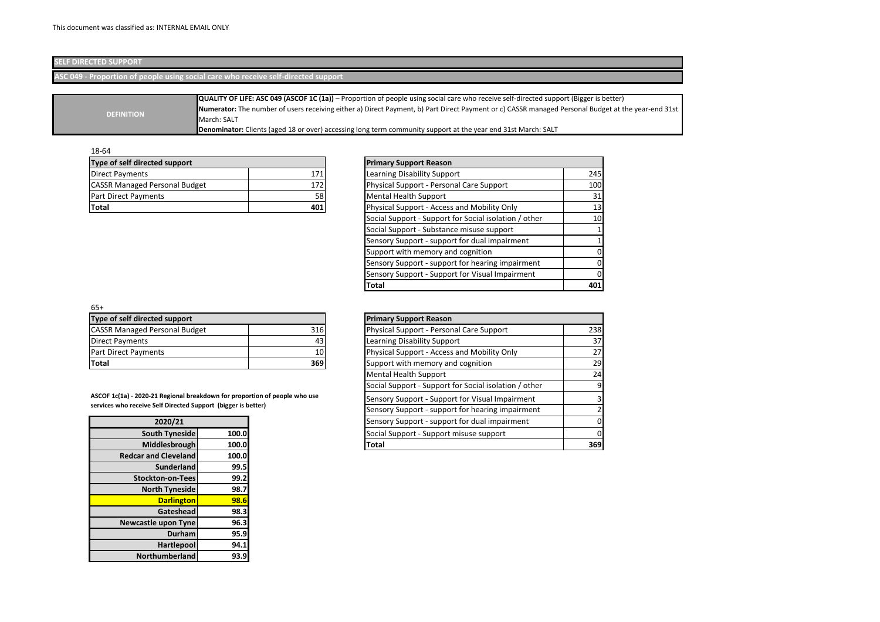This document was classified as: INTERNAL EMAIL ONLY

## SELF DIRECTED SUPPORT

### ASC 049 - Proportion of people using social care who receive self-directed support

| DEFINITION | |
|---|---|
| | **QUALITY OF LIFE: ASC 049 (ASCOF 1C (1a))** – Proportion of people using social care who receive self-directed support (Bigger is better) |
| | **Numerator:** The number of users receiving either a) Direct Payment, b) Part Direct Payment or c) CASSR managed Personal Budget at the year-end 31st March: SALT |
| | **Denominator:** Clients (aged 18 or over) accessing long term community support at the year end 31st March: SALT |

18-64

| Type of self directed support | |
|---|---|
| Direct Payments | 171 |
| CASSR Managed Personal Budget | 172 |
| Part Direct Payments | 58 |
| **Total** | **401** |

| Primary Support Reason | |
|---|---|
| Learning Disability Support | 245 |
| Physical Support - Personal Care Support | 100 |
| Mental Health Support | 31 |
| Physical Support - Access and Mobility Only | 13 |
| Social Support - Support for Social isolation / other | 10 |
| Social Support - Substance misuse support | 1 |
| Sensory Support - support for dual impairment | 1 |
| Support with memory and cognition | 0 |
| Sensory Support - support for hearing impairment | 0 |
| Sensory Support - Support for Visual Impairment | 0 |
| **Total** | **401** |

65+

| Type of self directed support | |
|---|---|
| CASSR Managed Personal Budget | 316 |
| Direct Payments | 43 |
| Part Direct Payments | 10 |
| **Total** | **369** |

| Primary Support Reason | |
|---|---|
| Physical Support - Personal Care Support | 238 |
| Learning Disability Support | 37 |
| Physical Support - Access and Mobility Only | 27 |
| Support with memory and cognition | 29 |
| Mental Health Support | 24 |
| Social Support - Support for Social isolation / other | 9 |
| Sensory Support - Support for Visual Impairment | 3 |
| Sensory Support - support for hearing impairment | 2 |
| Sensory Support - support for dual impairment | 0 |
| Social Support - Support misuse support | 0 |
| **Total** | **369** |

**ASCOF 1c(1a) - 2020-21 Regional breakdown for proportion of people who use services who receive Self Directed Support (bigger is better)**

| 2020/21 | |
|---|---|
| **South Tyneside** | **100.0** |
| **Middlesbrough** | **100.0** |
| **Redcar and Cleveland** | **100.0** |
| **Sunderland** | **99.5** |
| **Stockton-on-Tees** | **99.2** |
| **North Tyneside** | **98.7** |
| **Darlington** | **98.6** |
| **Gateshead** | **98.3** |
| **Newcastle upon Tyne** | **96.3** |
| **Durham** | **95.9** |
| **Hartlepool** | **94.1** |
| **Northumberland** | **93.9** |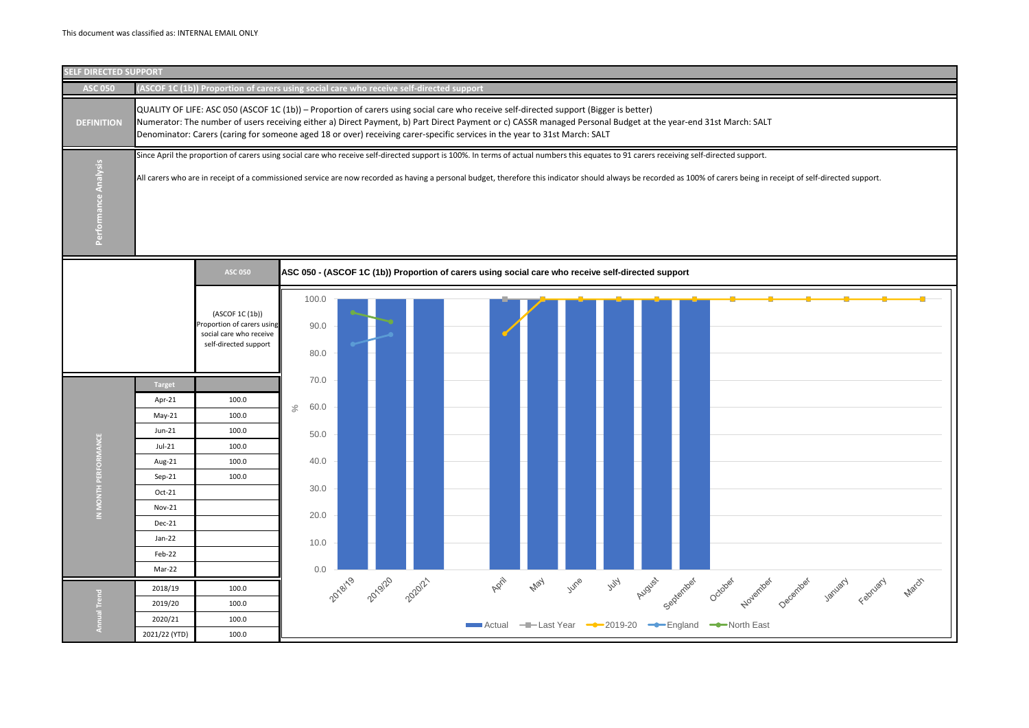This document was classified as: INTERNAL EMAIL ONLY

## SELF DIRECTED SUPPORT

**ASC 050** | **(ASCOF 1C (1b)) Proportion of carers using social care who receive self-directed support**

**DEFINITION**

QUALITY OF LIFE: ASC 050 (ASCOF 1C (1b)) – Proportion of carers using social care who receive self-directed support (Bigger is better)
Numerator: The number of users receiving either a) Direct Payment, b) Part Direct Payment or c) CASSR managed Personal Budget at the year-end 31st March: SALT
Denominator: Carers (caring for someone aged 18 or over) receiving carer-specific services in the year to 31st March: SALT

**Performance Analysis**

Since April the proportion of carers using social care who receive self-directed support is 100%. In terms of actual numbers this equates to 91 carers receiving self-directed support.

All carers who are in receipt of a commissioned service are now recorded as having a personal budget, therefore this indicator should always be recorded as 100% of carers being in receipt of self-directed support.

| | Target | ASC 050 (ASCOF 1C (1b)) Proportion of carers using social care who receive self-directed support |
|---|---|---|
| IN MONTH PERFORMANCE | Apr-21 | 100.0 |
| | May-21 | 100.0 |
| | Jun-21 | 100.0 |
| | Jul-21 | 100.0 |
| | Aug-21 | 100.0 |
| | Sep-21 | 100.0 |
| | Oct-21 | |
| | Nov-21 | |
| | Dec-21 | |
| | Jan-22 | |
| | Feb-22 | |
| | Mar-22 | |
| Annual Trend | 2018/19 | 100.0 |
| | 2019/20 | 100.0 |
| | 2020/21 | 100.0 |
| | 2021/22 (YTD) | 100.0 |

**ASC 050 - (ASCOF 1C (1b)) Proportion of carers using social care who receive self-directed support**

Legend: Actual, Last Year, 2019-20, England, North East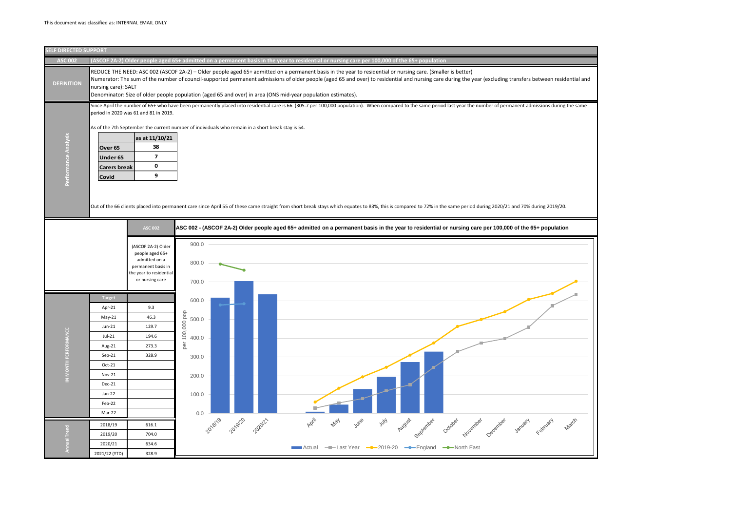This document was classified as: INTERNAL EMAIL ONLY

## SELF DIRECTED SUPPORT

### ASC 002 — (ASCOF 2A-2) Older people aged 65+ admitted on a permanent basis in the year to residential or nursing care per 100,000 of the 65+ population

**DEFINITION**

REDUCE THE NEED: ASC 002 (ASCOF 2A-2) – Older people aged 65+ admitted on a permanent basis in the year to residential or nursing care. (Smaller is better)
Numerator: The sum of the number of council-supported permanent admissions of older people (aged 65 and over) to residential and nursing care during the year (excluding transfers between residential and nursing care): SALT
Denominator: Size of older people population (aged 65 and over) in area (ONS mid-year population estimates).

**Performance Analysis**

Since April the number of 65+ who have been permanently placed into residential care is 66 (305.7 per 100,000 population). When compared to the same period last year the number of permanent admissions during the same period in 2020 was 61 and 81 in 2019.

As of the 7th September the current number of individuals who remain in a short break stay is 54.

| | as at 11/10/21 |
|---|---|
| Over 65 | 38 |
| Under 65 | 7 |
| Carers break | 0 |
| Covid | 9 |

Out of the 66 clients placed into permanent care since April 55 of these came straight from short break stays which equates to 83%, this is compared to 72% in the same period during 2020/21 and 70% during 2019/20.

**ASC 002** — (ASCOF 2A-2) Older people aged 65+ admitted on a permanent basis in the year to residential or nursing care

**IN MONTH PERFORMANCE**

| Target | |
|---|---|
| Apr-21 | 9.3 |
| May-21 | 46.3 |
| Jun-21 | 129.7 |
| Jul-21 | 194.6 |
| Aug-21 | 273.3 |
| Sep-21 | 328.9 |
| Oct-21 | |
| Nov-21 | |
| Dec-21 | |
| Jan-22 | |
| Feb-22 | |
| Mar-22 | |

**Annual Trend**

| | |
|---|---|
| 2018/19 | 616.1 |
| 2019/20 | 704.0 |
| 2020/21 | 634.6 |
| 2021/22 (YTD) | 328.9 |

**ASC 002 - (ASCOF 2A-2) Older people aged 65+ admitted on a permanent basis in the year to residential or nursing care per 100,000 of the 65+ population**

Chart legend: Actual, Last Year, 2019-20, England, North East. Y-axis: per 100,000 pop (0.0–900.0). X-axis: 2018/19, 2019/20, 2020/21, April, May, June, July, August, September, October, November, December, January, February, March.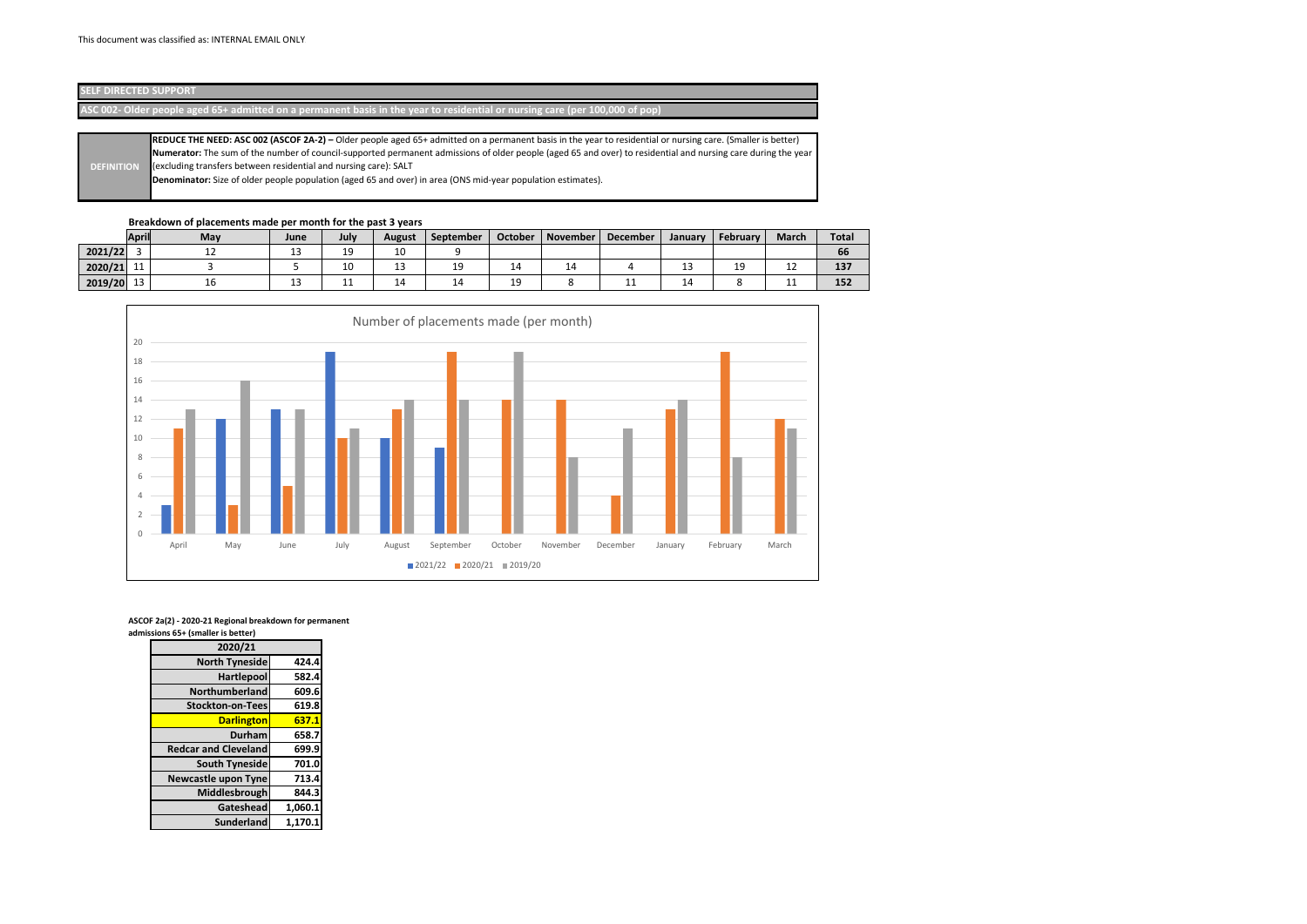This document was classified as: INTERNAL EMAIL ONLY

## SELF DIRECTED SUPPORT

### ASC 002- Older people aged 65+ admitted on a permanent basis in the year to residential or nursing care (per 100,000 of pop)

| DEFINITION | **REDUCE THE NEED: ASC 002 (ASCOF 2A-2) –** Older people aged 65+ admitted on a permanent basis in the year to residential or nursing care. (Smaller is better)<br>**Numerator:** The sum of the number of council-supported permanent admissions of older people (aged 65 and over) to residential and nursing care during the year (excluding transfers between residential and nursing care): SALT<br>**Denominator:** Size of older people population (aged 65 and over) in area (ONS mid-year population estimates). |
|---|---|

**Breakdown of placements made per month for the past 3 years**

| | April | May | June | July | August | September | October | November | December | January | February | March | Total |
|---|---|---|---|---|---|---|---|---|---|---|---|---|---|
| **2021/22** | 3 | 12 | 13 | 19 | 10 | 9 | | | | | | | **66** |
| **2020/21** | 11 | 3 | 5 | 10 | 13 | 19 | 14 | 14 | 4 | 13 | 19 | 12 | **137** |
| **2019/20** | 13 | 16 | 13 | 11 | 14 | 14 | 19 | 8 | 11 | 14 | 8 | 11 | **152** |

Number of placements made (per month)

**ASCOF 2a(2) - 2020-21 Regional breakdown for permanent admissions 65+ (smaller is better)**

| 2020/21 | |
|---|---|
| **North Tyneside** | **424.4** |
| **Hartlepool** | **582.4** |
| **Northumberland** | **609.6** |
| **Stockton-on-Tees** | **619.8** |
| **Darlington** | **637.1** |
| **Durham** | **658.7** |
| **Redcar and Cleveland** | **699.9** |
| **South Tyneside** | **701.0** |
| **Newcastle upon Tyne** | **713.4** |
| **Middlesbrough** | **844.3** |
| **Gateshead** | **1,060.1** |
| **Sunderland** | **1,170.1** |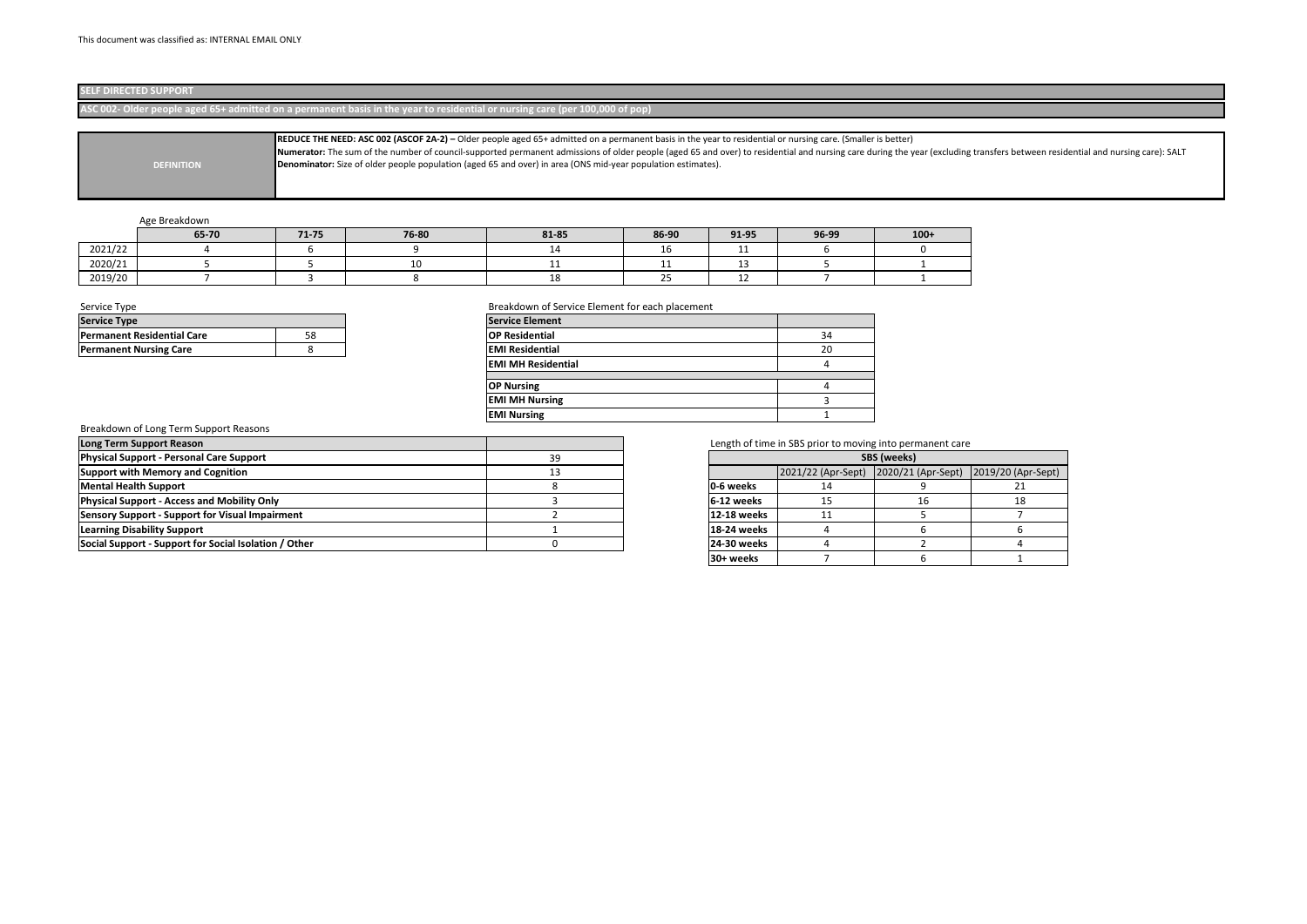This document was classified as: INTERNAL EMAIL ONLY

## SELF DIRECTED SUPPORT

### ASC 002- Older people aged 65+ admitted on a permanent basis in the year to residential or nursing care (per 100,000 of pop)

| DEFINITION | **REDUCE THE NEED: ASC 002 (ASCOF 2A-2) –** Older people aged 65+ admitted on a permanent basis in the year to residential or nursing care. (Smaller is better)<br>**Numerator:** The sum of the number of council-supported permanent admissions of older people (aged 65 and over) to residential and nursing care during the year (excluding transfers between residential and nursing care): SALT<br>**Denominator:** Size of older people population (aged 65 and over) in area (ONS mid-year population estimates). |
|---|---|

Age Breakdown

| | 65-70 | 71-75 | 76-80 | 81-85 | 86-90 | 91-95 | 96-99 | 100+ |
|---|---|---|---|---|---|---|---|---|
| 2021/22 | 4 | 6 | 9 | 14 | 16 | 11 | 6 | 0 |
| 2020/21 | 5 | 5 | 10 | 11 | 11 | 13 | 5 | 1 |
| 2019/20 | 7 | 3 | 8 | 18 | 25 | 12 | 7 | 1 |

Service Type

| Service Type | |
|---|---|
| **Permanent Residential Care** | 58 |
| **Permanent Nursing Care** | 8 |

Breakdown of Service Element for each placement

| Service Element | |
|---|---|
| **OP Residential** | 34 |
| **EMI Residential** | 20 |
| **EMI MH Residential** | 4 |
| | |
| **OP Nursing** | 4 |
| **EMI MH Nursing** | 3 |
| **EMI Nursing** | 1 |

Breakdown of Long Term Support Reasons

| Long Term Support Reason | |
|---|---|
| **Physical Support - Personal Care Support** | 39 |
| **Support with Memory and Cognition** | 13 |
| **Mental Health Support** | 8 |
| **Physical Support - Access and Mobility Only** | 3 |
| **Sensory Support - Support for Visual Impairment** | 2 |
| **Learning Disability Support** | 1 |
| **Social Support - Support for Social Isolation / Other** | 0 |

Length of time in SBS prior to moving into permanent care

| | SBS (weeks) | | |
|---|---|---|---|
| | 2021/22 (Apr-Sept) | 2020/21 (Apr-Sept) | 2019/20 (Apr-Sept) |
| **0-6 weeks** | 14 | 9 | 21 |
| **6-12 weeks** | 15 | 16 | 18 |
| **12-18 weeks** | 11 | 5 | 7 |
| **18-24 weeks** | 4 | 6 | 6 |
| **24-30 weeks** | 4 | 2 | 4 |
| **30+ weeks** | 7 | 6 | 1 |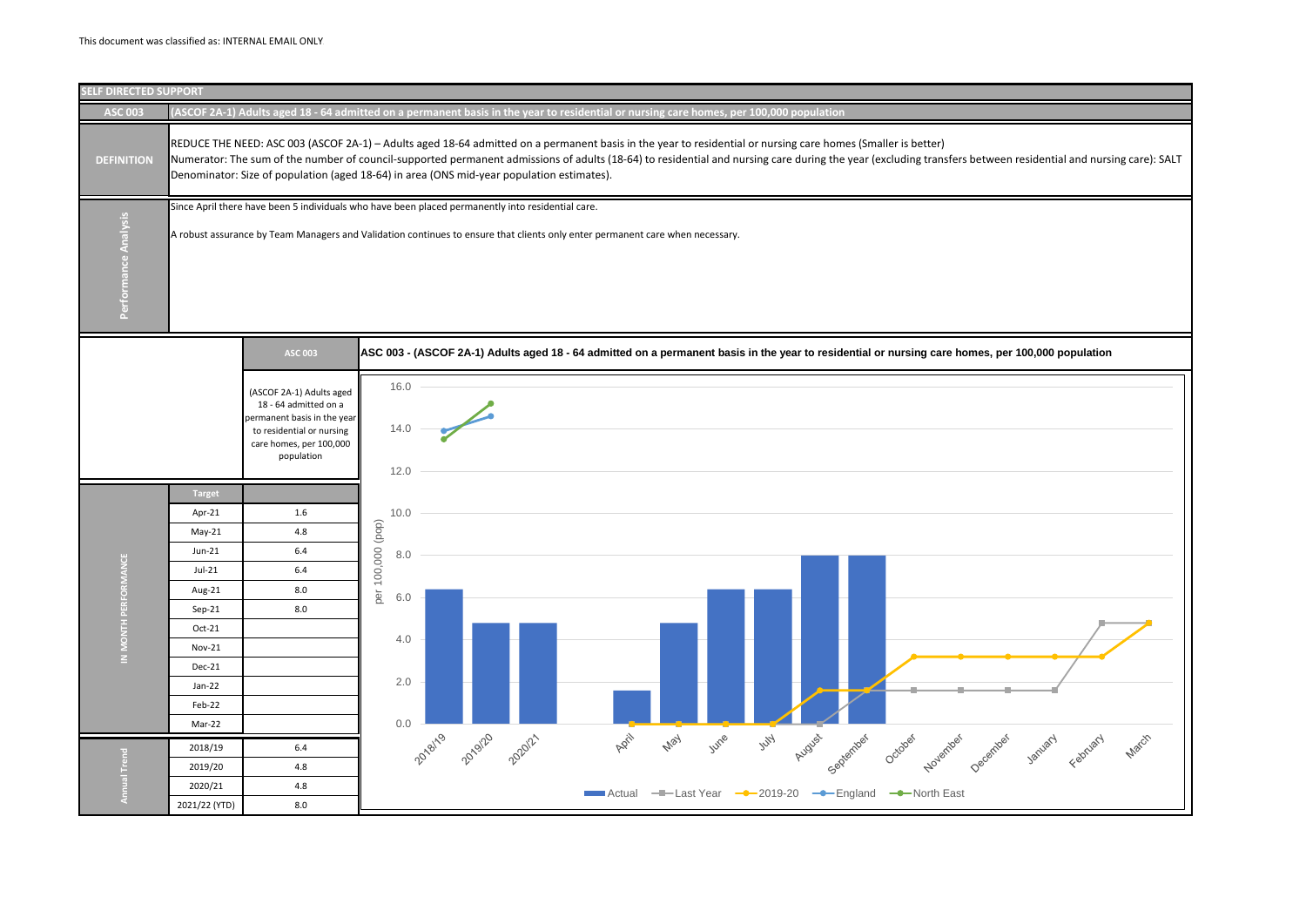This document was classified as: INTERNAL EMAIL ONLY

## SELF DIRECTED SUPPORT

**ASC 003** | **(ASCOF 2A-1) Adults aged 18 - 64 admitted on a permanent basis in the year to residential or nursing care homes, per 100,000 population**

**DEFINITION**

REDUCE THE NEED: ASC 003 (ASCOF 2A-1) – Adults aged 18-64 admitted on a permanent basis in the year to residential or nursing care homes (Smaller is better)
Numerator: The sum of the number of council-supported permanent admissions of adults (18-64) to residential and nursing care during the year (excluding transfers between residential and nursing care): SALT
Denominator: Size of population (aged 18-64) in area (ONS mid-year population estimates).

**Performance Analysis**

Since April there have been 5 individuals who have been placed permanently into residential care.

A robust assurance by Team Managers and Validation continues to ensure that clients only enter permanent care when necessary.

| | | ASC 003 |
|---|---|---|
| | | (ASCOF 2A-1) Adults aged 18 - 64 admitted on a permanent basis in the year to residential or nursing care homes, per 100,000 population |
| | Target | |
| IN MONTH PERFORMANCE | Apr-21 | 1.6 |
| | May-21 | 4.8 |
| | Jun-21 | 6.4 |
| | Jul-21 | 6.4 |
| | Aug-21 | 8.0 |
| | Sep-21 | 8.0 |
| | Oct-21 | |
| | Nov-21 | |
| | Dec-21 | |
| | Jan-22 | |
| | Feb-22 | |
| | Mar-22 | |
| Annual Trend | 2018/19 | 6.4 |
| | 2019/20 | 4.8 |
| | 2020/21 | 4.8 |
| | 2021/22 (YTD) | 8.0 |

**ASC 003 - (ASCOF 2A-1) Adults aged 18 - 64 admitted on a permanent basis in the year to residential or nursing care homes, per 100,000 population**

Chart legend: Actual, Last Year, 2019-20, England, North East. Y-axis: per 100,000 (pop), 0.0 – 16.0. X-axis: 2018/19, 2019/20, 2020/21, April, May, June, July, August, September, October, November, December, January, February, March.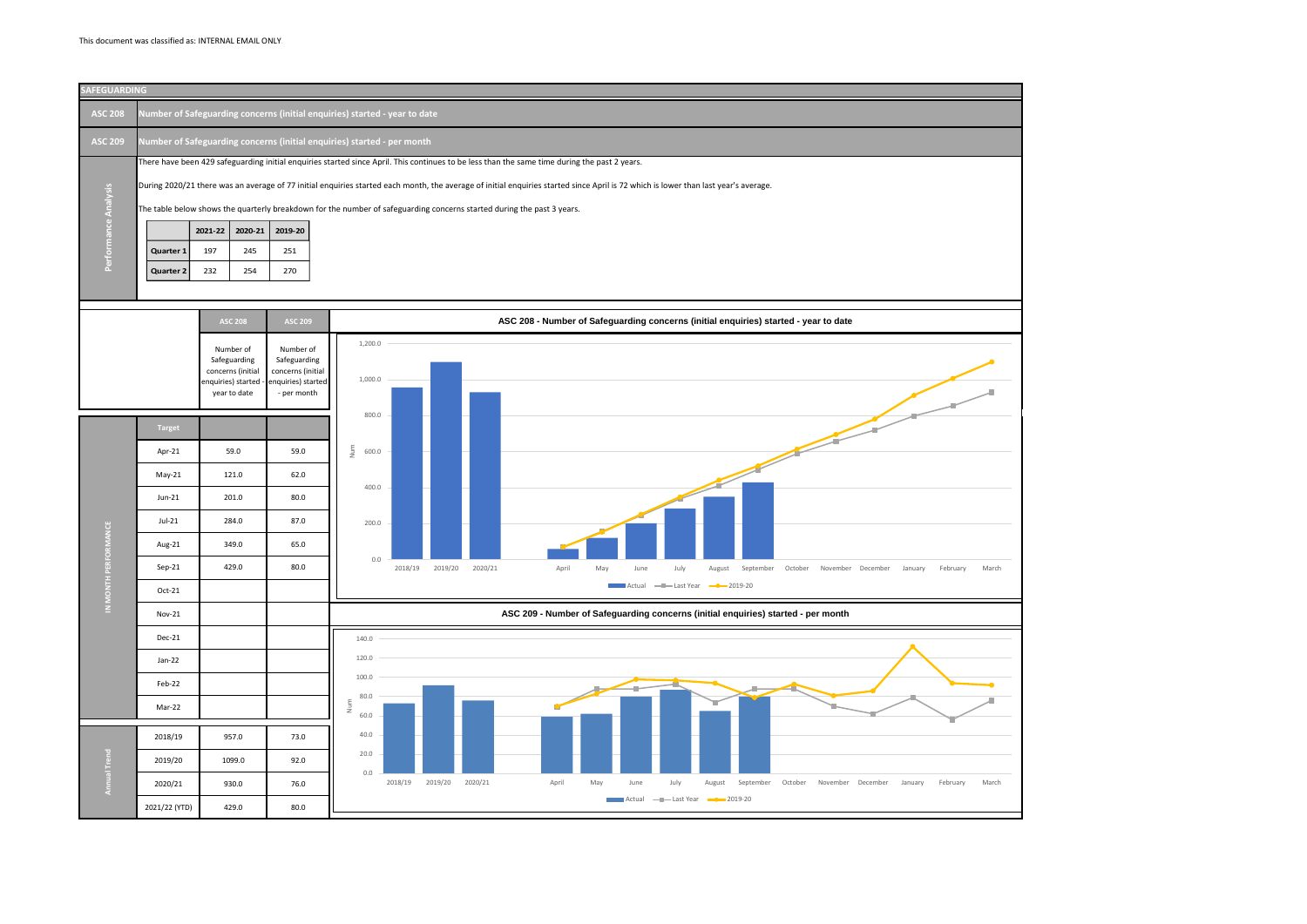This document was classified as: INTERNAL EMAIL ONLY

# SAFEGUARDING

**ASC 208** Number of Safeguarding concerns (initial enquiries) started - year to date

**ASC 209** Number of Safeguarding concerns (initial enquiries) started - per month

## Performance Analysis

There have been 429 safeguarding initial enquiries started since April. This continues to be less than the same time during the past 2 years.

During 2020/21 there was an average of 77 initial enquiries started each month, the average of initial enquiries started since April is 72 which is lower than last year's average.

The table below shows the quarterly breakdown for the number of safeguarding concerns started during the past 3 years.

| | 2021-22 | 2020-21 | 2019-20 |
|---|---|---|---|
| Quarter 1 | 197 | 245 | 251 |
| Quarter 2 | 232 | 254 | 270 |

## In Month Performance

| | ASC 208 | ASC 209 |
|---|---|---|
| | Number of Safeguarding concerns (initial enquiries) started - year to date | Number of Safeguarding concerns (initial enquiries) started - per month |
| Target | | |
| Apr-21 | 59.0 | 59.0 |
| May-21 | 121.0 | 62.0 |
| Jun-21 | 201.0 | 80.0 |
| Jul-21 | 284.0 | 87.0 |
| Aug-21 | 349.0 | 65.0 |
| Sep-21 | 429.0 | 80.0 |
| Oct-21 | | |
| Nov-21 | | |
| Dec-21 | | |
| Jan-22 | | |
| Feb-22 | | |
| Mar-22 | | |

## Annual Trend

| | ASC 208 | ASC 209 |
|---|---|---|
| 2018/19 | 957.0 | 73.0 |
| 2019/20 | 1099.0 | 92.0 |
| 2020/21 | 930.0 | 76.0 |
| 2021/22 (YTD) | 429.0 | 80.0 |

**ASC 208 - Number of Safeguarding concerns (initial enquiries) started - year to date**

**ASC 209 - Number of Safeguarding concerns (initial enquiries) started - per month**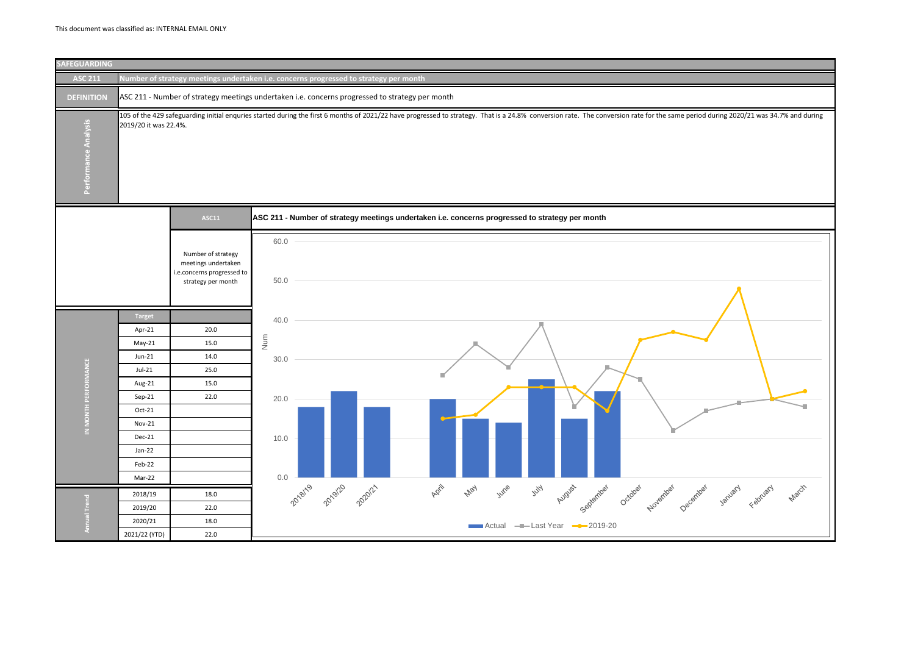This document was classified as: INTERNAL EMAIL ONLY

## SAFEGUARDING

**ASC 211** — Number of strategy meetings undertaken i.e. concerns progressed to strategy per month

**DEFINITION**

ASC 211 - Number of strategy meetings undertaken i.e. concerns progressed to strategy per month

**Performance Analysis**

105 of the 429 safeguarding initial enquries started during the first 6 months of 2021/22 have progressed to strategy. That is a 24.8% conversion rate. The conversion rate for the same period during 2020/21 was 34.7% and during 2019/20 it was 22.4%.

| | | ASC11 |
|---|---|---|
| | | Number of strategy meetings undertaken i.e.concerns progressed to strategy per month |
| IN MONTH PERFORMANCE | Target | |
| | Apr-21 | 20.0 |
| | May-21 | 15.0 |
| | Jun-21 | 14.0 |
| | Jul-21 | 25.0 |
| | Aug-21 | 15.0 |
| | Sep-21 | 22.0 |
| | Oct-21 | |
| | Nov-21 | |
| | Dec-21 | |
| | Jan-22 | |
| | Feb-22 | |
| | Mar-22 | |
| Annual Trend | 2018/19 | 18.0 |
| | 2019/20 | 22.0 |
| | 2020/21 | 18.0 |
| | 2021/22 (YTD) | 22.0 |

**ASC 211 - Number of strategy meetings undertaken i.e. concerns progressed to strategy per month**

Num

60.0
50.0
40.0
30.0
20.0
10.0
0.0

2018/19, 2019/20, 2020/21, April, May, June, July, August, September, October, November, December, January, February, March

Actual — Last Year — 2019-20